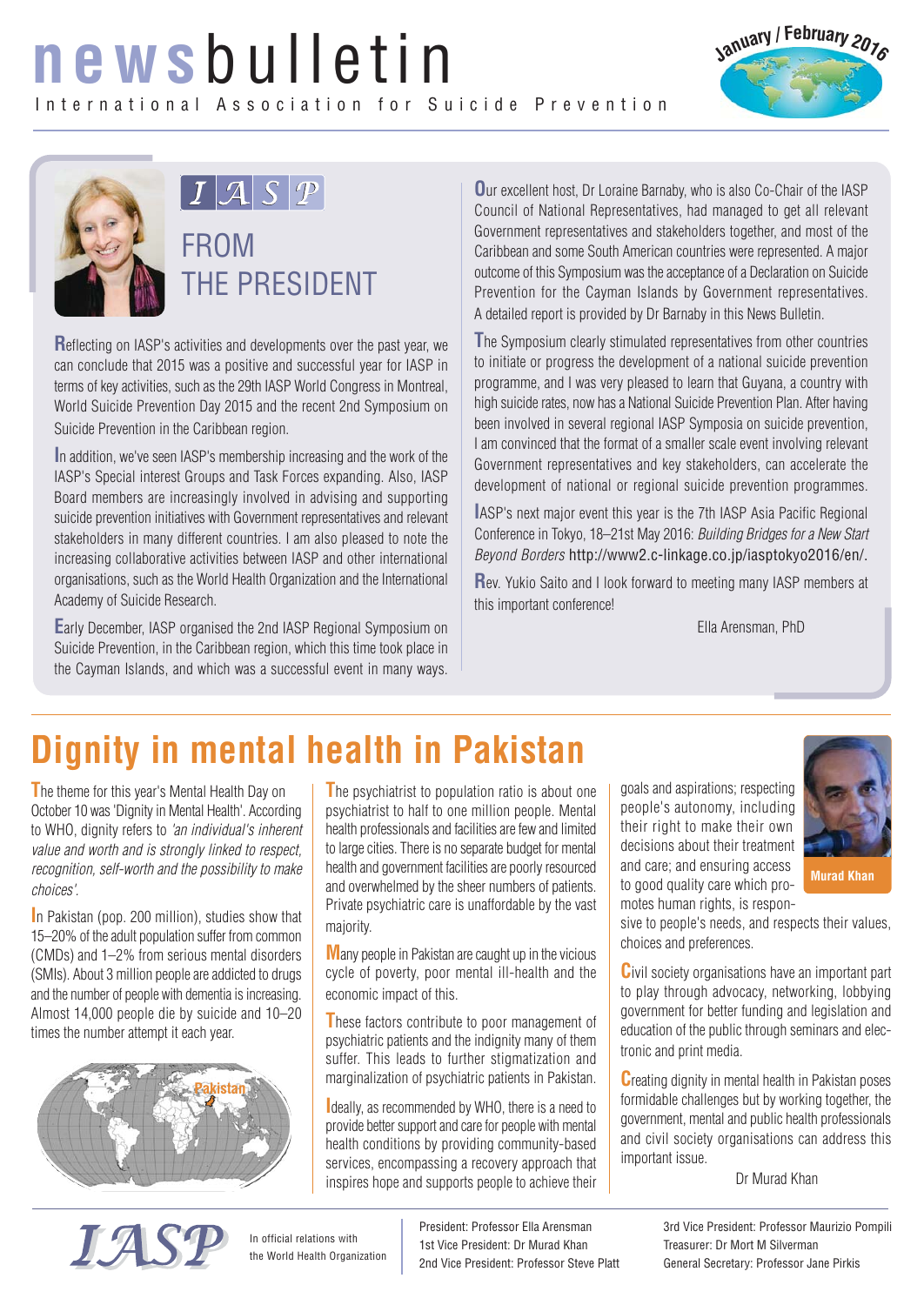# newsbulletin

International Association for Suicide Prevention

January / February 2016

## IASP FROM THE PRESIDENT

Reflecting on IASP's activities and developments over the past year, we can conclude that 2015 was a positive and successful year for IASP in terms of key activities, such as the 29th IASP World Congress in Montreal, World Suicide Prevention Day 2015 and the recent 2nd Symposium on Suicide Prevention in the Caribbean region.

In addition, we've seen IASP's membership increasing and the work of the IASP's Special interest Groups and Task Forces expanding. Also, IASP Board members are increasingly involved in advising and supporting suicide prevention initiatives with Government representatives and relevant stakeholders in many different countries. I am also pleased to note the increasing collaborative activities between IASP and other international organisations, such as the World Health Organization and the International Academy of Suicide Research.

Early December, IASP organised the 2nd IASP Regional Symposium on Suicide Prevention, in the Caribbean region, which this time took place in the Cayman Islands, and which was a successful event in many ways.

Our excellent host, Dr Loraine Barnaby, who is also Co-Chair of the IASP Council of National Representatives, had managed to get all relevant Government representatives and stakeholders together, and most of the Caribbean and some South American countries were represented. A major outcome of this Symposium was the acceptance of a Declaration on Suicide Prevention for the Cayman Islands by Government representatives. A detailed report is provided by Dr Barnaby in this News Bulletin.

The Symposium clearly stimulated representatives from other countries to initiate or progress the development of a national suicide prevention programme, and I was very pleased to learn that Guyana, a country with high suicide rates, now has a National Suicide Prevention Plan. After having been involved in several regional IASP Symposia on suicide prevention, I am convinced that the format of a smaller scale event involving relevant Government representatives and key stakeholders, can accelerate the development of national or regional suicide prevention programmes.

IASP's next major event this year is the 7th IASP Asia Pacific Regional Conference in Tokyo, 18–21st May 2016: *Building Bridges for a New Start Beyond Borders* http://www2.c-linkage.co.jp/iasptokyo2016/en/.

Rev. Yukio Saito and I look forward to meeting many IASP members at this important conference!

Ella Arensman, PhD

# Dignity in mental health in Pakistan

The theme for this year's Mental Health Day on October 10 was 'Dignity in Mental Health'. According to WHO, dignity refers to *'an individual's inherent value and worth and is strongly linked to respect, recognition, self-worth and the possibility to make choices'*.

In Pakistan (pop. 200 million), studies show that 15–20% of the adult population suffer from common (CMDs) and 1–2% from serious mental disorders (SMIs). About 3 million people are addicted to drugs and the number of people with dementia is increasing. Almost 14,000 people die by suicide and 10–20 times the number attempt it each year.

Pakistan

The psychiatrist to population ratio is about one psychiatrist to half to one million people. Mental health professionals and facilities are few and limited to large cities. There is no separate budget for mental health and government facilities are poorly resourced and overwhelmed by the sheer numbers of patients. Private psychiatric care is unaffordable by the vast majority.

Many people in Pakistan are caught up in the vicious cycle of poverty, poor mental ill-health and the economic impact of this.

These factors contribute to poor management of psychiatric patients and the indignity many of them suffer. This leads to further stigmatization and marginalization of psychiatric patients in Pakistan.

Ideally, as recommended by WHO, there is a need to provide better support and care for people with mental health conditions by providing community-based services, encompassing a recovery approach that inspires hope and supports people to achieve their goals and aspirations; respecting people's autonomy, including their right to make their own decisions about their treatment and care; and ensuring access to good quality care which promotes human rights, is responsive to people's needs, and respects their values, choices and preferences.

Murad Khan

Civil society organisations have an important part to play through advocacy, networking, lobbying government for better funding and legislation and education of the public through seminars and electronic and print media.

Creating dignity in mental health in Pakistan poses formidable challenges but by working together, the government, mental and public health professionals and civil society organisations can address this important issue.

Dr Murad Khan

IASP — In official relations with the World Health Organization

President: Professor Ella Arensman
1st Vice President: Dr Murad Khan
2nd Vice President: Professor Steve Platt
3rd Vice President: Professor Maurizio Pompili
Treasurer: Dr Mort M Silverman
General Secretary: Professor Jane Pirkis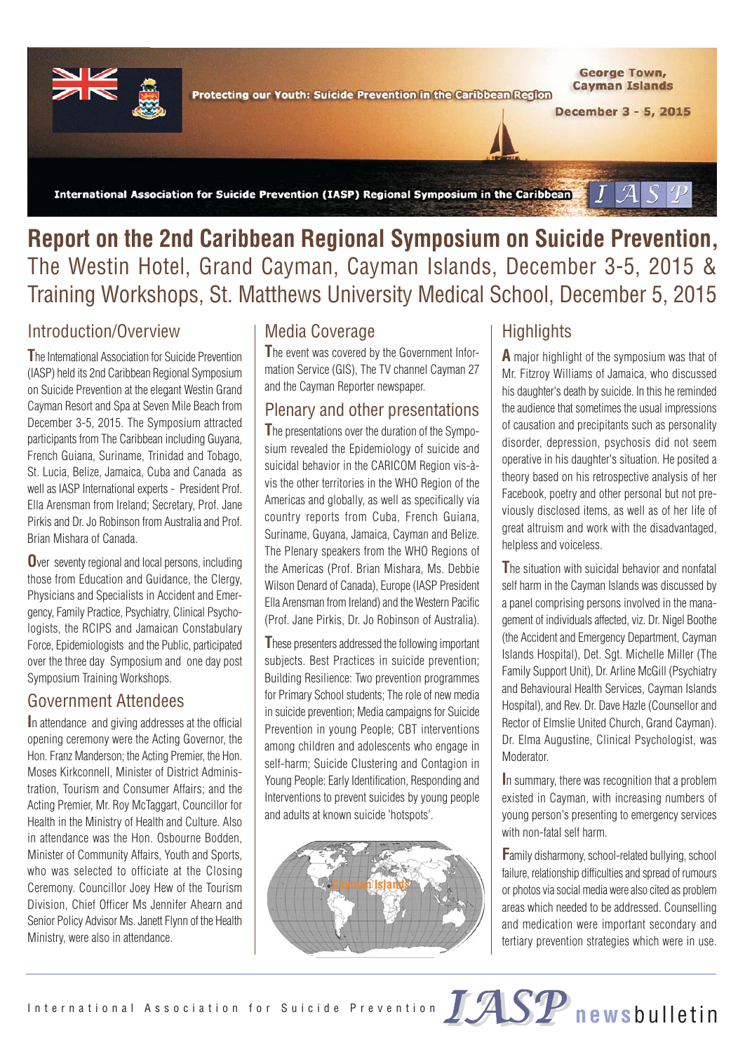Protecting our Youth: Suicide Prevention in the Caribbean Region

George Town, Cayman Islands

December 3 - 5, 2015

International Association for Suicide Prevention (IASP) Regional Symposium in the Caribbean

# Report on the 2nd Caribbean Regional Symposium on Suicide Prevention, The Westin Hotel, Grand Cayman, Cayman Islands, December 3-5, 2015 & Training Workshops, St. Matthews University Medical School, December 5, 2015

## Introduction/Overview

The International Association for Suicide Prevention (IASP) held its 2nd Caribbean Regional Symposium on Suicide Prevention at the elegant Westin Grand Cayman Resort and Spa at Seven Mile Beach from December 3-5, 2015. The Symposium attracted participants from The Caribbean including Guyana, French Guiana, Suriname, Trinidad and Tobago, St. Lucia, Belize, Jamaica, Cuba and Canada as well as IASP International experts - President Prof. Ella Arensman from Ireland; Secretary, Prof. Jane Pirkis and Dr. Jo Robinson from Australia and Prof. Brian Mishara of Canada.

Over seventy regional and local persons, including those from Education and Guidance, the Clergy, Physicians and Specialists in Accident and Emergency, Family Practice, Psychiatry, Clinical Psychologists, the RCIPS and Jamaican Constabulary Force, Epidemiologists and the Public, participated over the three day Symposium and one day post Symposium Training Workshops.

## Government Attendees

In attendance and giving addresses at the official opening ceremony were the Acting Governor, the Hon. Franz Manderson; the Acting Premier, the Hon. Moses Kirkconnell, Minister of District Administration, Tourism and Consumer Affairs; and the Acting Premier, Mr. Roy McTaggart, Councillor for Health in the Ministry of Health and Culture. Also in attendance was the Hon. Osbourne Bodden, Minister of Community Affairs, Youth and Sports, who was selected to officiate at the Closing Ceremony. Councillor Joey Hew of the Tourism Division, Chief Officer Ms Jennifer Ahearn and Senior Policy Advisor Ms. Janett Flynn of the Health Ministry, were also in attendance.

## Media Coverage

The event was covered by the Government Information Service (GIS), The TV channel Cayman 27 and the Cayman Reporter newspaper.

## Plenary and other presentations

The presentations over the duration of the Symposium revealed the Epidemiology of suicide and suicidal behavior in the CARICOM Region vis-à-vis the other territories in the WHO Region of the Americas and globally, as well as specifically via country reports from Cuba, French Guiana, Suriname, Guyana, Jamaica, Cayman and Belize. The Plenary speakers from the WHO Regions of the Americas (Prof. Brian Mishara, Ms. Debbie Wilson Denard of Canada), Europe (IASP President Ella Arensman from Ireland) and the Western Pacific (Prof. Jane Pirkis, Dr. Jo Robinson of Australia).

These presenters addressed the following important subjects. Best Practices in suicide prevention; Building Resilience: Two prevention programmes for Primary School students; The role of new media in suicide prevention; Media campaigns for Suicide Prevention in young People; CBT interventions among children and adolescents who engage in self-harm; Suicide Clustering and Contagion in Young People: Early Identification, Responding and Interventions to prevent suicides by young people and adults at known suicide 'hotspots'.

Cayman Islands

## Highlights

A major highlight of the symposium was that of Mr. Fitzroy Williams of Jamaica, who discussed his daughter's death by suicide. In this he reminded the audience that sometimes the usual impressions of causation and precipitants such as personality disorder, depression, psychosis did not seem operative in his daughter's situation. He posited a theory based on his retrospective analysis of her Facebook, poetry and other personal but not previously disclosed items, as well as of her life of great altruism and work with the disadvantaged, helpless and voiceless.

The situation with suicidal behavior and nonfatal self harm in the Cayman Islands was discussed by a panel comprising persons involved in the management of individuals affected, viz. Dr. Nigel Boothe (the Accident and Emergency Department, Cayman Islands Hospital), Det. Sgt. Michelle Miller (The Family Support Unit), Dr. Arline McGill (Psychiatry and Behavioural Health Services, Cayman Islands Hospital), and Rev. Dr. Dave Hazle (Counsellor and Rector of Elmslie United Church, Grand Cayman). Dr. Elma Augustine, Clinical Psychologist, was Moderator.

In summary, there was recognition that a problem existed in Cayman, with increasing numbers of young person's presenting to emergency services with non-fatal self harm.

Family disharmony, school-related bullying, school failure, relationship difficulties and spread of rumours or photos via social media were also cited as problem areas which needed to be addressed. Counselling and medication were important secondary and tertiary prevention strategies which were in use.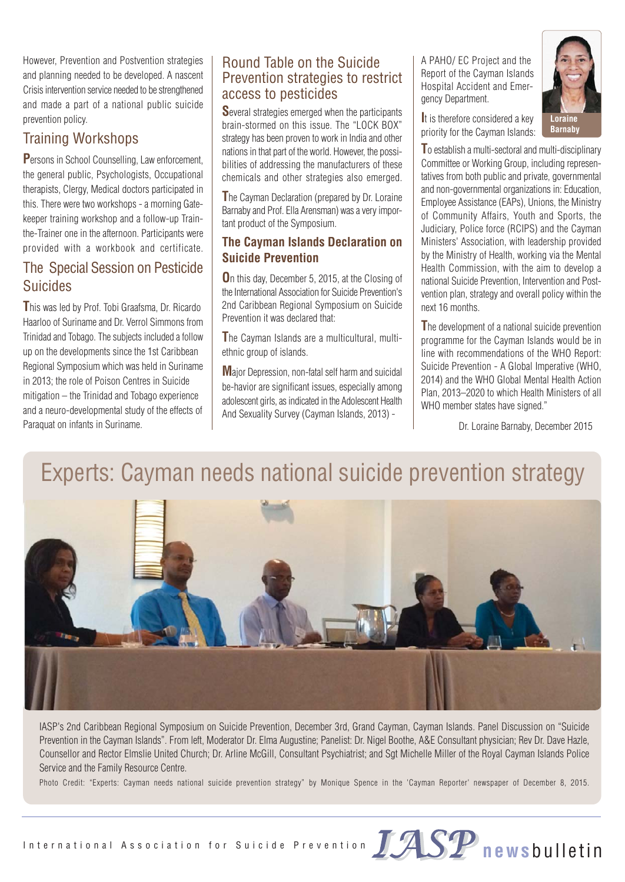However, Prevention and Postvention strategies and planning needed to be developed. A nascent Crisis intervention service needed to be strengthened and made a part of a national public suicide prevention policy.

## Training Workshops

Persons in School Counselling, Law enforcement, the general public, Psychologists, Occupational therapists, Clergy, Medical doctors participated in this. There were two workshops - a morning Gatekeeper training workshop and a follow-up Train-the-Trainer one in the afternoon. Participants were provided with a workbook and certificate.

## The Special Session on Pesticide Suicides

This was led by Prof. Tobi Graafsma, Dr. Ricardo Haarloo of Suriname and Dr. Verrol Simmons from Trinidad and Tobago. The subjects included a follow up on the developments since the 1st Caribbean Regional Symposium which was held in Suriname in 2013; the role of Poison Centres in Suicide mitigation – the Trinidad and Tobago experience and a neuro-developmental study of the effects of Paraquat on infants in Suriname.

## Round Table on the Suicide Prevention strategies to restrict access to pesticides

Several strategies emerged when the participants brain-stormed on this issue. The "LOCK BOX" strategy has been proven to work in India and other nations in that part of the world. However, the possibilities of addressing the manufacturers of these chemicals and other strategies also emerged.

The Cayman Declaration (prepared by Dr. Loraine Barnaby and Prof. Ella Arensman) was a very important product of the Symposium.

### The Cayman Islands Declaration on Suicide Prevention

On this day, December 5, 2015, at the Closing of the International Association for Suicide Prevention's 2nd Caribbean Regional Symposium on Suicide Prevention it was declared that:

The Cayman Islands are a multicultural, multiethnic group of islands.

Major Depression, non-fatal self harm and suicidal be-havior are significant issues, especially among adolescent girls, as indicated in the Adolescent Health And Sexuality Survey (Cayman Islands, 2013) - A PAHO/ EC Project and the Report of the Cayman Islands Hospital Accident and Emergency Department.

Loraine Barnaby

It is therefore considered a key priority for the Cayman Islands:

To establish a multi-sectoral and multi-disciplinary Committee or Working Group, including representatives from both public and private, governmental and non-governmental organizations in: Education, Employee Assistance (EAPs), Unions, the Ministry of Community Affairs, Youth and Sports, the Judiciary, Police force (RCIPS) and the Cayman Ministers' Association, with leadership provided by the Ministry of Health, working via the Mental Health Commission, with the aim to develop a national Suicide Prevention, Intervention and Postvention plan, strategy and overall policy within the next 16 months.

The development of a national suicide prevention programme for the Cayman Islands would be in line with recommendations of the WHO Report: Suicide Prevention - A Global Imperative (WHO, 2014) and the WHO Global Mental Health Action Plan, 2013–2020 to which Health Ministers of all WHO member states have signed."

Dr. Loraine Barnaby, December 2015

# Experts: Cayman needs national suicide prevention strategy

IASP's 2nd Caribbean Regional Symposium on Suicide Prevention, December 3rd, Grand Cayman, Cayman Islands. Panel Discussion on "Suicide Prevention in the Cayman Islands". From left, Moderator Dr. Elma Augustine; Panelist: Dr. Nigel Boothe, A&E Consultant physician; Rev Dr. Dave Hazle, Counsellor and Rector Elmslie United Church; Dr. Arline McGill, Consultant Psychiatrist; and Sgt Michelle Miller of the Royal Cayman Islands Police Service and the Family Resource Centre.

Photo Credit: "Experts: Cayman needs national suicide prevention strategy" by Monique Spence in the 'Cayman Reporter' newspaper of December 8, 2015.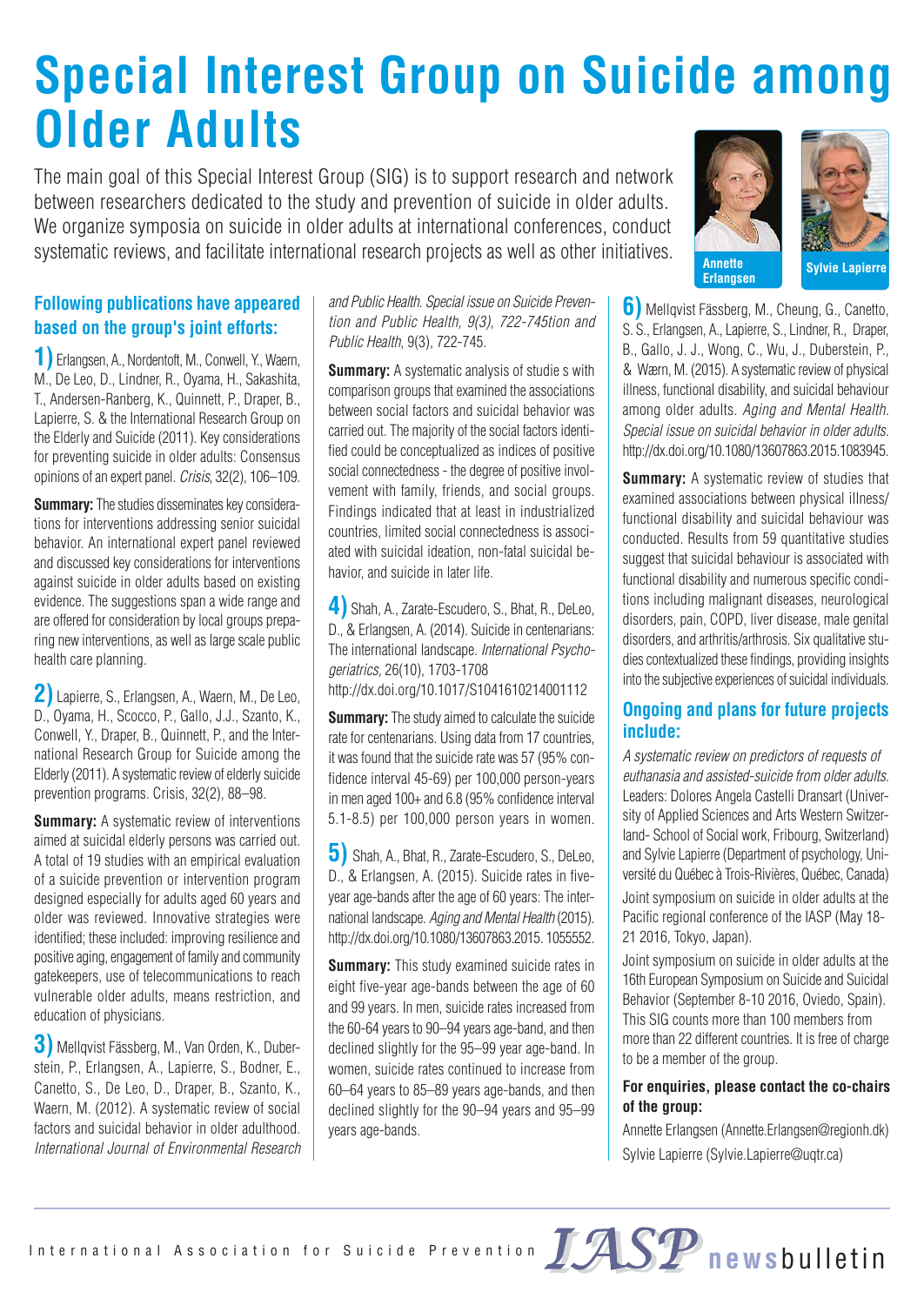# Special Interest Group on Suicide among Older Adults

The main goal of this Special Interest Group (SIG) is to support research and network between researchers dedicated to the study and prevention of suicide in older adults. We organize symposia on suicide in older adults at international conferences, conduct systematic reviews, and facilitate international research projects as well as other initiatives.

Annette Erlangsen

Sylvie Lapierre

### Following publications have appeared based on the group's joint efforts:

**1)** Erlangsen, A., Nordentoft, M., Conwell, Y., Waern, M., De Leo, D., Lindner, R., Oyama, H., Sakashita, T., Andersen-Ranberg, K., Quinnett, P., Draper, B., Lapierre, S. & the International Research Group on the Elderly and Suicide (2011). Key considerations for preventing suicide in older adults: Consensus opinions of an expert panel. *Crisis*, 32(2), 106–109.

**Summary:** The studies disseminates key considerations for interventions addressing senior suicidal behavior. An international expert panel reviewed and discussed key considerations for interventions against suicide in older adults based on existing evidence. The suggestions span a wide range and are offered for consideration by local groups preparing new interventions, as well as large scale public health care planning.

**2)** Lapierre, S., Erlangsen, A., Waern, M., De Leo, D., Oyama, H., Scocco, P., Gallo, J.J., Szanto, K., Conwell, Y., Draper, B., Quinnett, P., and the International Research Group for Suicide among the Elderly (2011). A systematic review of elderly suicide prevention programs. Crisis, 32(2), 88–98.

**Summary:** A systematic review of interventions aimed at suicidal elderly persons was carried out. A total of 19 studies with an empirical evaluation of a suicide prevention or intervention program designed especially for adults aged 60 years and older was reviewed. Innovative strategies were identified; these included: improving resilience and positive aging, engagement of family and community gatekeepers, use of telecommunications to reach vulnerable older adults, means restriction, and education of physicians.

**3)** Mellqvist Fässberg, M., Van Orden, K., Duberstein, P., Erlangsen, A., Lapierre, S., Bodner, E., Canetto, S., De Leo, D., Draper, B., Szanto, K., Waern, M. (2012). A systematic review of social factors and suicidal behavior in older adulthood. *International Journal of Environmental Research and Public Health. Special issue on Suicide Prevention and Public Health, 9(3), 722-745tion and Public Health*, 9(3), 722-745.

**Summary:** A systematic analysis of studie s with comparison groups that examined the associations between social factors and suicidal behavior was carried out. The majority of the social factors identified could be conceptualized as indices of positive social connectedness - the degree of positive involvement with family, friends, and social groups. Findings indicated that at least in industrialized countries, limited social connectedness is associated with suicidal ideation, non-fatal suicidal behavior, and suicide in later life.

**4)** Shah, A., Zarate-Escudero, S., Bhat, R., DeLeo, D., & Erlangsen, A. (2014). Suicide in centenarians: The international landscape. *International Psychogeriatrics*, 26(10), 1703-1708 http://dx.doi.org/10.1017/S1041610214001112

**Summary:** The study aimed to calculate the suicide rate for centenarians. Using data from 17 countries, it was found that the suicide rate was 57 (95% confidence interval 45-69) per 100,000 person-years in men aged 100+ and 6.8 (95% confidence interval 5.1-8.5) per 100,000 person years in women.

**5)** Shah, A., Bhat, R., Zarate-Escudero, S., DeLeo, D., & Erlangsen, A. (2015). Suicide rates in five-year age-bands after the age of 60 years: The international landscape. *Aging and Mental Health* (2015). http://dx.doi.org/10.1080/13607863.2015. 1055552.

**Summary:** This study examined suicide rates in eight five-year age-bands between the age of 60 and 99 years. In men, suicide rates increased from the 60-64 years to 90–94 years age-band, and then declined slightly for the 95–99 year age-band. In women, suicide rates continued to increase from 60–64 years to 85–89 years age-bands, and then declined slightly for the 90–94 years and 95–99 years age-bands.

**6)** Mellqvist Fässberg, M., Cheung, G., Canetto, S. S., Erlangsen, A., Lapierre, S., Lindner, R., Draper, B., Gallo, J. J., Wong, C., Wu, J., Duberstein, P., & Wærn, M. (2015). A systematic review of physical illness, functional disability, and suicidal behaviour among older adults. *Aging and Mental Health. Special issue on suicidal behavior in older adults.* http://dx.doi.org/10.1080/13607863.2015.1083945.

**Summary:** A systematic review of studies that examined associations between physical illness/ functional disability and suicidal behaviour was conducted. Results from 59 quantitative studies suggest that suicidal behaviour is associated with functional disability and numerous specific conditions including malignant diseases, neurological disorders, pain, COPD, liver disease, male genital disorders, and arthritis/arthrosis. Six qualitative studies contextualized these findings, providing insights into the subjective experiences of suicidal individuals.

### Ongoing and plans for future projects include:

*A systematic review on predictors of requests of euthanasia and assisted-suicide from older adults.* Leaders: Dolores Angela Castelli Dransart (University of Applied Sciences and Arts Western Switzerland- School of Social work, Fribourg, Switzerland) and Sylvie Lapierre (Department of psychology, Université du Québec à Trois-Rivières, Québec, Canada)

Joint symposium on suicide in older adults at the Pacific regional conference of the IASP (May 18-21 2016, Tokyo, Japan).

Joint symposium on suicide in older adults at the 16th European Symposium on Suicide and Suicidal Behavior (September 8-10 2016, Oviedo, Spain).

This SIG counts more than 100 members from more than 22 different countries. It is free of charge to be a member of the group.

**For enquiries, please contact the co-chairs of the group:**

Annette Erlangsen (Annette.Erlangsen@regionh.dk)

Sylvie Lapierre (Sylvie.Lapierre@uqtr.ca)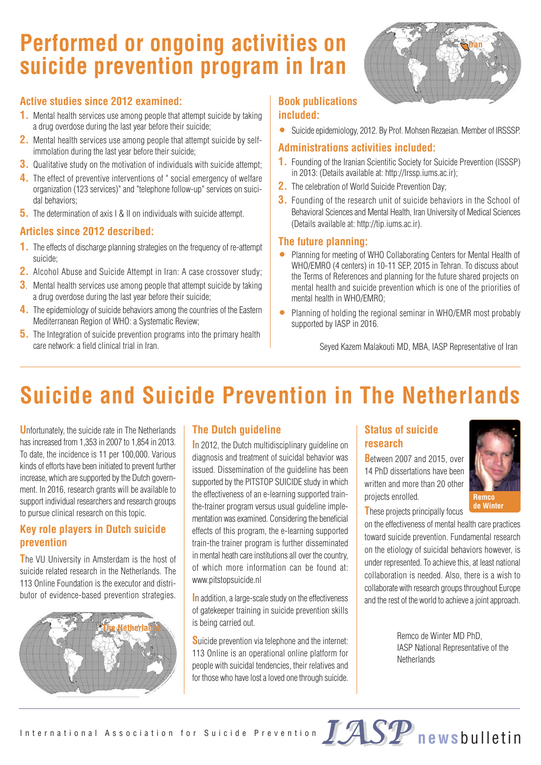# Performed or ongoing activities on suicide prevention program in Iran

### Active studies since 2012 examined:

1. Mental health services use among people that attempt suicide by taking a drug overdose during the last year before their suicide;
2. Mental health services use among people that attempt suicide by self-immolation during the last year before their suicide;
3. Qualitative study on the motivation of individuals with suicide attempt;
4. The effect of preventive interventions of " social emergency of welfare organization (123 services)" and "telephone follow-up" services on suicidal behaviors;
5. The determination of axis I & II on individuals with suicide attempt.

### Articles since 2012 described:

1. The effects of discharge planning strategies on the frequency of re-attempt suicide;
2. Alcohol Abuse and Suicide Attempt in Iran: A case crossover study;
3. Mental health services use among people that attempt suicide by taking a drug overdose during the last year before their suicide;
4. The epidemiology of suicide behaviors among the countries of the Eastern Mediterranean Region of WHO: a Systematic Review;
5. The Integration of suicide prevention programs into the primary health care network: a field clinical trial in Iran.

### Book publications included:

- Suicide epidemiology, 2012. By Prof. Mohsen Rezaeian. Member of IRSSSP.

### Administrations activities included:

1. Founding of the Iranian Scientific Society for Suicide Prevention (ISSSP) in 2013: (Details available at: http://Irssp.iums.ac.ir);
2. The celebration of World Suicide Prevention Day;
3. Founding of the research unit of suicide behaviors in the School of Behavioral Sciences and Mental Health, Iran University of Medical Sciences (Details available at: http://tip.iums.ac.ir).

### The future planning:

- Planning for meeting of WHO Collaborating Centers for Mental Health of WHO/EMRO (4 centers) in 10-11 SEP, 2015 in Tehran. To discuss about the Terms of References and planning for the future shared projects on mental health and suicide prevention which is one of the priorities of mental health in WHO/EMRO;
- Planning of holding the regional seminar in WHO/EMR most probably supported by IASP in 2016.

Seyed Kazem Malakouti MD, MBA, IASP Representative of Iran

# Suicide and Suicide Prevention in The Netherlands

Unfortunately, the suicide rate in The Netherlands has increased from 1,353 in 2007 to 1,854 in 2013. To date, the incidence is 11 per 100,000. Various kinds of efforts have been initiated to prevent further increase, which are supported by the Dutch government. In 2016, research grants will be available to support individual researchers and research groups to pursue clinical research on this topic.

### Key role players in Dutch suicide prevention

The VU University in Amsterdam is the host of suicide related research in the Netherlands. The 113 Online Foundation is the executor and distributor of evidence-based prevention strategies.

### The Dutch guideline

In 2012, the Dutch multidisciplinary guideline on diagnosis and treatment of suicidal behavior was issued. Dissemination of the guideline has been supported by the PITSTOP SUICIDE study in which the effectiveness of an e-learning supported train-the-trainer program versus usual guideline implementation was examined. Considering the beneficial effects of this program, the e-learning supported train-the trainer program is further disseminated in mental heath care institutions all over the country, of which more information can be found at: www.pitstopsuicide.nl

In addition, a large-scale study on the effectiveness of gatekeeper training in suicide prevention skills is being carried out.

Suicide prevention via telephone and the internet: 113 Online is an operational online platform for people with suicidal tendencies, their relatives and for those who have lost a loved one through suicide.

### Status of suicide research

Between 2007 and 2015, over 14 PhD dissertations have been written and more than 20 other projects enrolled.

These projects principally focus on the effectiveness of mental health care practices toward suicide prevention. Fundamental research on the etiology of suicidal behaviors however, is under represented. To achieve this, at least national collaboration is needed. Also, there is a wish to collaborate with research groups throughout Europe and the rest of the world to achieve a joint approach.

Remco de Winter

Remco de Winter MD PhD,
IASP National Representative of the Netherlands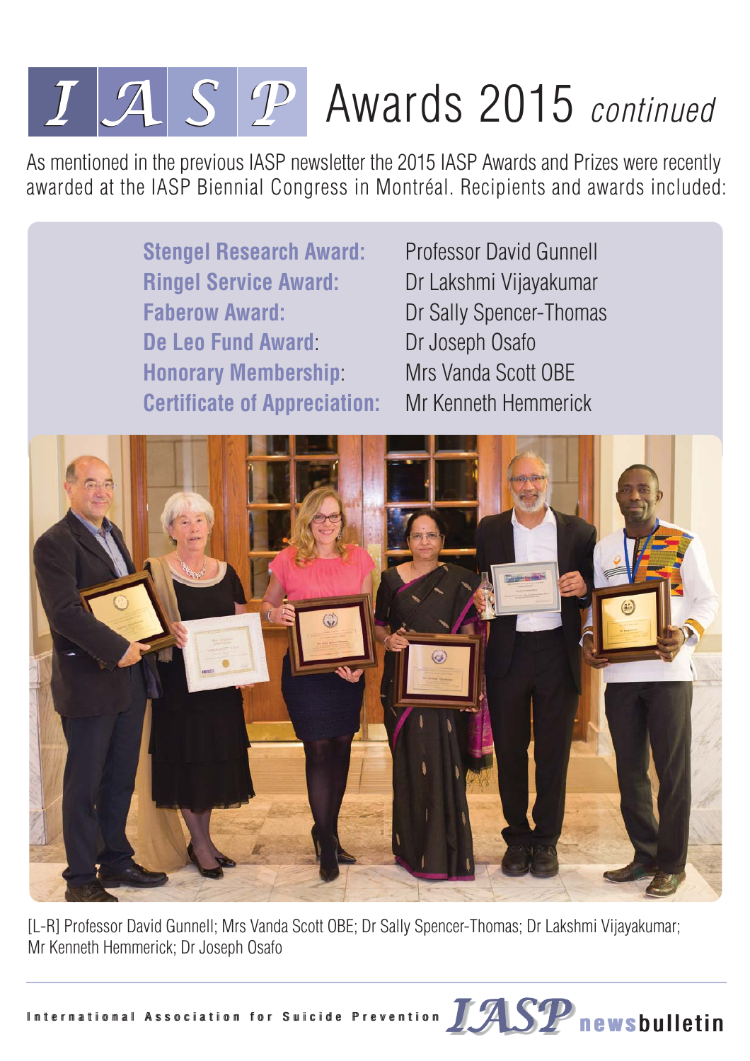# IASP Awards 2015 *continued*

As mentioned in the previous IASP newsletter the 2015 IASP Awards and Prizes were recently awarded at the IASP Biennial Congress in Montréal. Recipients and awards included:

**Stengel Research Award:** Professor David Gunnell
**Ringel Service Award:** Dr Lakshmi Vijayakumar
**Faberow Award:** Dr Sally Spencer-Thomas
**De Leo Fund Award**: Dr Joseph Osafo
**Honorary Membership**: Mrs Vanda Scott OBE
**Certificate of Appreciation:** Mr Kenneth Hemmerick

[L-R] Professor David Gunnell; Mrs Vanda Scott OBE; Dr Sally Spencer-Thomas; Dr Lakshmi Vijayakumar; Mr Kenneth Hemmerick; Dr Joseph Osafo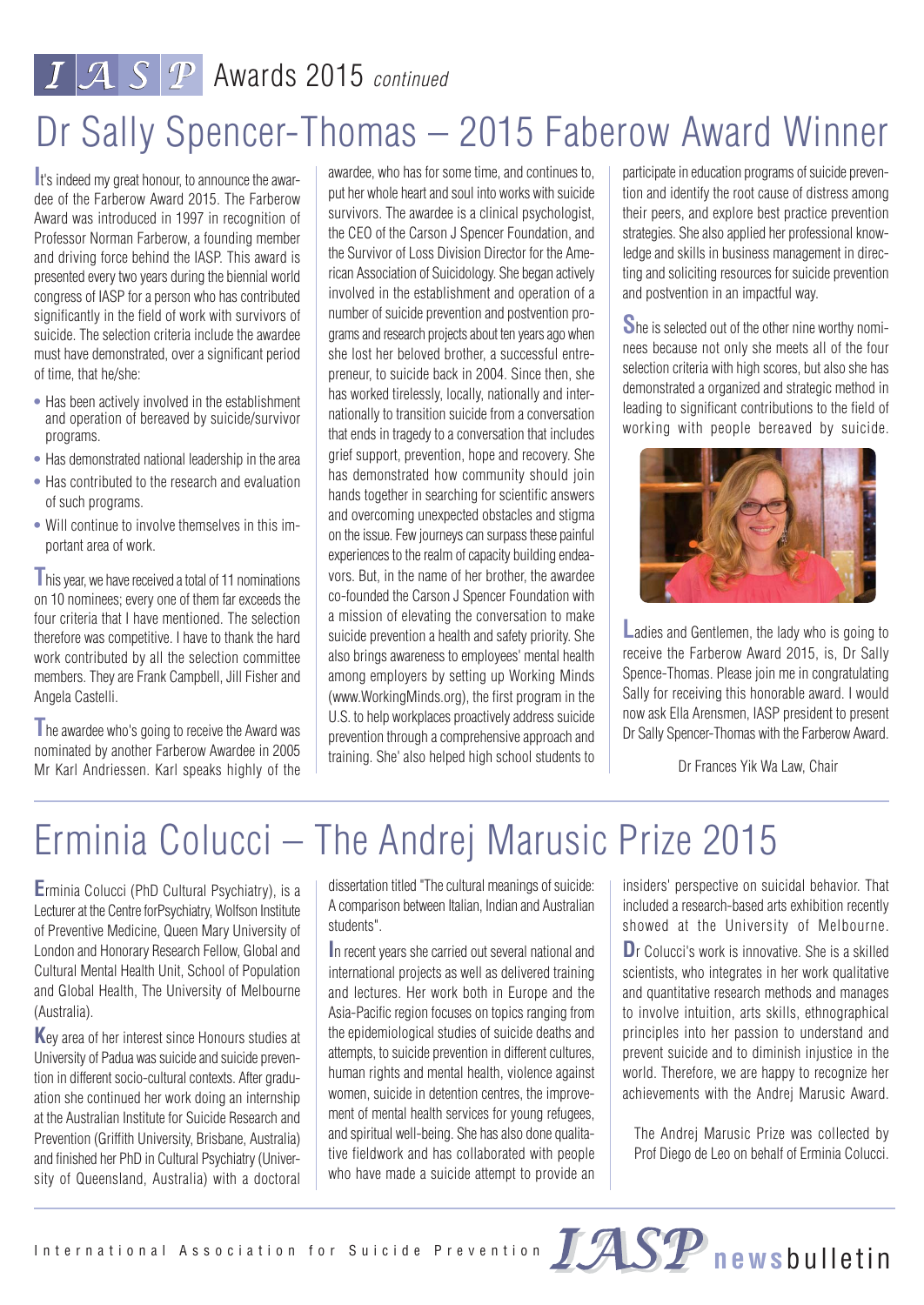IASP Awards 2015 *continued*

# Dr Sally Spencer-Thomas – 2015 Faberow Award Winner

It's indeed my great honour, to announce the awardee of the Farberow Award 2015. The Farberow Award was introduced in 1997 in recognition of Professor Norman Farberow, a founding member and driving force behind the IASP. This award is presented every two years during the biennial world congress of IASP for a person who has contributed significantly in the field of work with survivors of suicide. The selection criteria include the awardee must have demonstrated, over a significant period of time, that he/she:

- Has been actively involved in the establishment and operation of bereaved by suicide/survivor programs.
- Has demonstrated national leadership in the area
- Has contributed to the research and evaluation of such programs.
- Will continue to involve themselves in this important area of work.

This year, we have received a total of 11 nominations on 10 nominees; every one of them far exceeds the four criteria that I have mentioned. The selection therefore was competitive. I have to thank the hard work contributed by all the selection committee members. They are Frank Campbell, Jill Fisher and Angela Castelli.

The awardee who's going to receive the Award was nominated by another Farberow Awardee in 2005 Mr Karl Andriessen. Karl speaks highly of the awardee, who has for some time, and continues to, put her whole heart and soul into works with suicide survivors. The awardee is a clinical psychologist, the CEO of the Carson J Spencer Foundation, and the Survivor of Loss Division Director for the American Association of Suicidology. She began actively involved in the establishment and operation of a number of suicide prevention and postvention programs and research projects about ten years ago when she lost her beloved brother, a successful entrepreneur, to suicide back in 2004. Since then, she has worked tirelessly, locally, nationally and internationally to transition suicide from a conversation that ends in tragedy to a conversation that includes grief support, prevention, hope and recovery. She has demonstrated how community should join hands together in searching for scientific answers and overcoming unexpected obstacles and stigma on the issue. Few journeys can surpass these painful experiences to the realm of capacity building endeavors. But, in the name of her brother, the awardee co-founded the Carson J Spencer Foundation with a mission of elevating the conversation to make suicide prevention a health and safety priority. She also brings awareness to employees' mental health among employers by setting up Working Minds (www.WorkingMinds.org), the first program in the U.S. to help workplaces proactively address suicide prevention through a comprehensive approach and training. She' also helped high school students to participate in education programs of suicide prevention and identify the root cause of distress among their peers, and explore best practice prevention strategies. She also applied her professional knowledge and skills in business management in directing and soliciting resources for suicide prevention and postvention in an impactful way.

She is selected out of the other nine worthy nominees because not only she meets all of the four selection criteria with high scores, but also she has demonstrated a organized and strategic method in leading to significant contributions to the field of working with people bereaved by suicide.

Ladies and Gentlemen, the lady who is going to receive the Farberow Award 2015, is, Dr Sally Spence-Thomas. Please join me in congratulating Sally for receiving this honorable award. I would now ask Ella Arensmen, IASP president to present Dr Sally Spencer-Thomas with the Farberow Award.

Dr Frances Yik Wa Law, Chair

# Erminia Colucci – The Andrej Marusic Prize 2015

Erminia Colucci (PhD Cultural Psychiatry), is a Lecturer at the Centre forPsychiatry, Wolfson Institute of Preventive Medicine, Queen Mary University of London and Honorary Research Fellow, Global and Cultural Mental Health Unit, School of Population and Global Health, The University of Melbourne (Australia).

Key area of her interest since Honours studies at University of Padua was suicide and suicide prevention in different socio-cultural contexts. After graduation she continued her work doing an internship at the Australian Institute for Suicide Research and Prevention (Griffith University, Brisbane, Australia) and finished her PhD in Cultural Psychiatry (University of Queensland, Australia) with a doctoral dissertation titled "The cultural meanings of suicide: A comparison between Italian, Indian and Australian students".

In recent years she carried out several national and international projects as well as delivered training and lectures. Her work both in Europe and the Asia-Pacific region focuses on topics ranging from the epidemiological studies of suicide deaths and attempts, to suicide prevention in different cultures, human rights and mental health, violence against women, suicide in detention centres, the improvement of mental health services for young refugees, and spiritual well-being. She has also done qualitative fieldwork and has collaborated with people who have made a suicide attempt to provide an insiders' perspective on suicidal behavior. That included a research-based arts exhibition recently showed at the University of Melbourne.

Dr Colucci's work is innovative. She is a skilled scientists, who integrates in her work qualitative and quantitative research methods and manages to involve intuition, arts skills, ethnographical principles into her passion to understand and prevent suicide and to diminish injustice in the world. Therefore, we are happy to recognize her achievements with the Andrej Marusic Award.

The Andrej Marusic Prize was collected by Prof Diego de Leo on behalf of Erminia Colucci.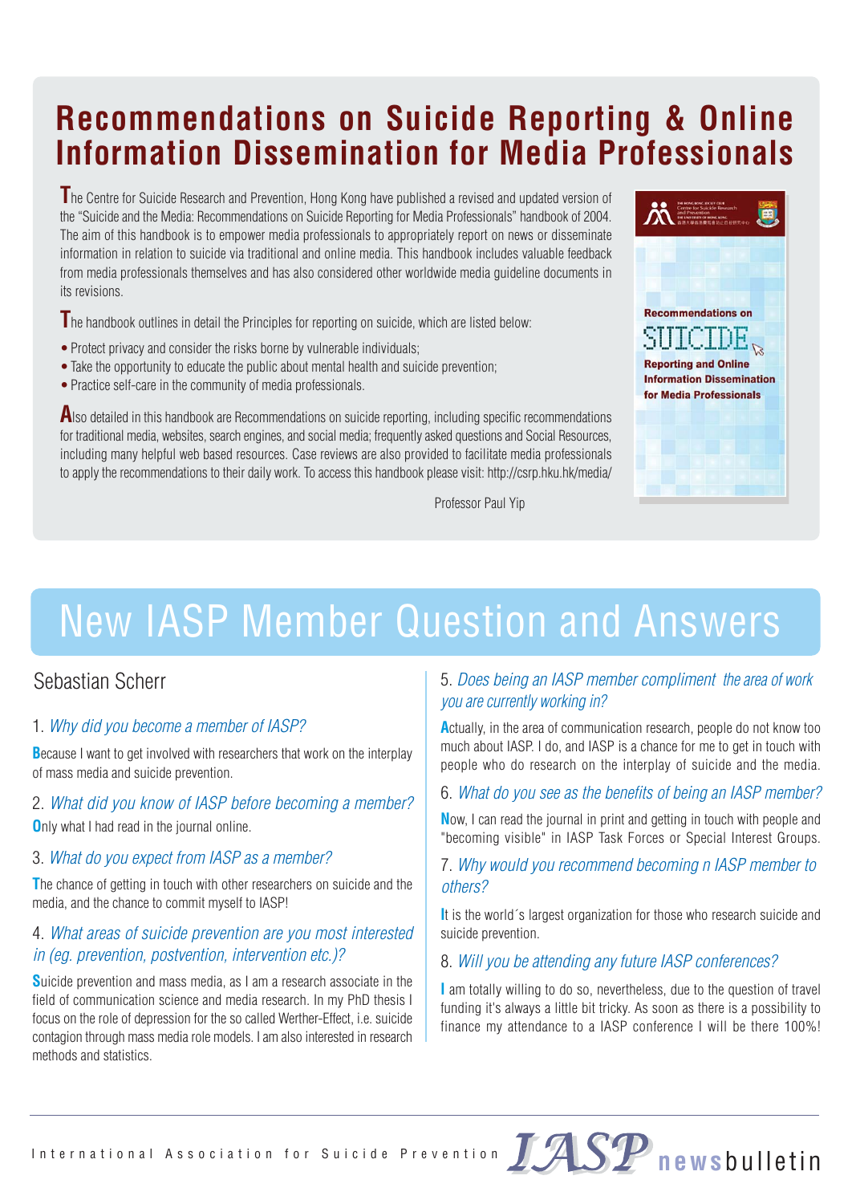# Recommendations on Suicide Reporting & Online Information Dissemination for Media Professionals

The Centre for Suicide Research and Prevention, Hong Kong have published a revised and updated version of the "Suicide and the Media: Recommendations on Suicide Reporting for Media Professionals" handbook of 2004. The aim of this handbook is to empower media professionals to appropriately report on news or disseminate information in relation to suicide via traditional and online media. This handbook includes valuable feedback from media professionals themselves and has also considered other worldwide media guideline documents in its revisions.

The handbook outlines in detail the Principles for reporting on suicide, which are listed below:

- Protect privacy and consider the risks borne by vulnerable individuals;
- Take the opportunity to educate the public about mental health and suicide prevention;
- Practice self-care in the community of media professionals.

Also detailed in this handbook are Recommendations on suicide reporting, including specific recommendations for traditional media, websites, search engines, and social media; frequently asked questions and Social Resources, including many helpful web based resources. Case reviews are also provided to facilitate media professionals to apply the recommendations to their daily work. To access this handbook please visit: http://csrp.hku.hk/media/

Professor Paul Yip

# New IASP Member Question and Answers

## Sebastian Scherr

1. *Why did you become a member of IASP?*

Because I want to get involved with researchers that work on the interplay of mass media and suicide prevention.

2. *What did you know of IASP before becoming a member?*

Only what I had read in the journal online.

3. *What do you expect from IASP as a member?*

The chance of getting in touch with other researchers on suicide and the media, and the chance to commit myself to IASP!

4. *What areas of suicide prevention are you most interested in (eg. prevention, postvention, intervention etc.)?*

Suicide prevention and mass media, as I am a research associate in the field of communication science and media research. In my PhD thesis I focus on the role of depression for the so called Werther-Effect, i.e. suicide contagion through mass media role models. I am also interested in research methods and statistics.

5. *Does being an IASP member compliment the area of work you are currently working in?*

Actually, in the area of communication research, people do not know too much about IASP. I do, and IASP is a chance for me to get in touch with people who do research on the interplay of suicide and the media.

6. *What do you see as the benefits of being an IASP member?*

Now, I can read the journal in print and getting in touch with people and "becoming visible" in IASP Task Forces or Special Interest Groups.

7. *Why would you recommend becoming n IASP member to others?*

It is the world´s largest organization for those who research suicide and suicide prevention.

8. *Will you be attending any future IASP conferences?*

I am totally willing to do so, nevertheless, due to the question of travel funding it's always a little bit tricky. As soon as there is a possibility to finance my attendance to a IASP conference I will be there 100%!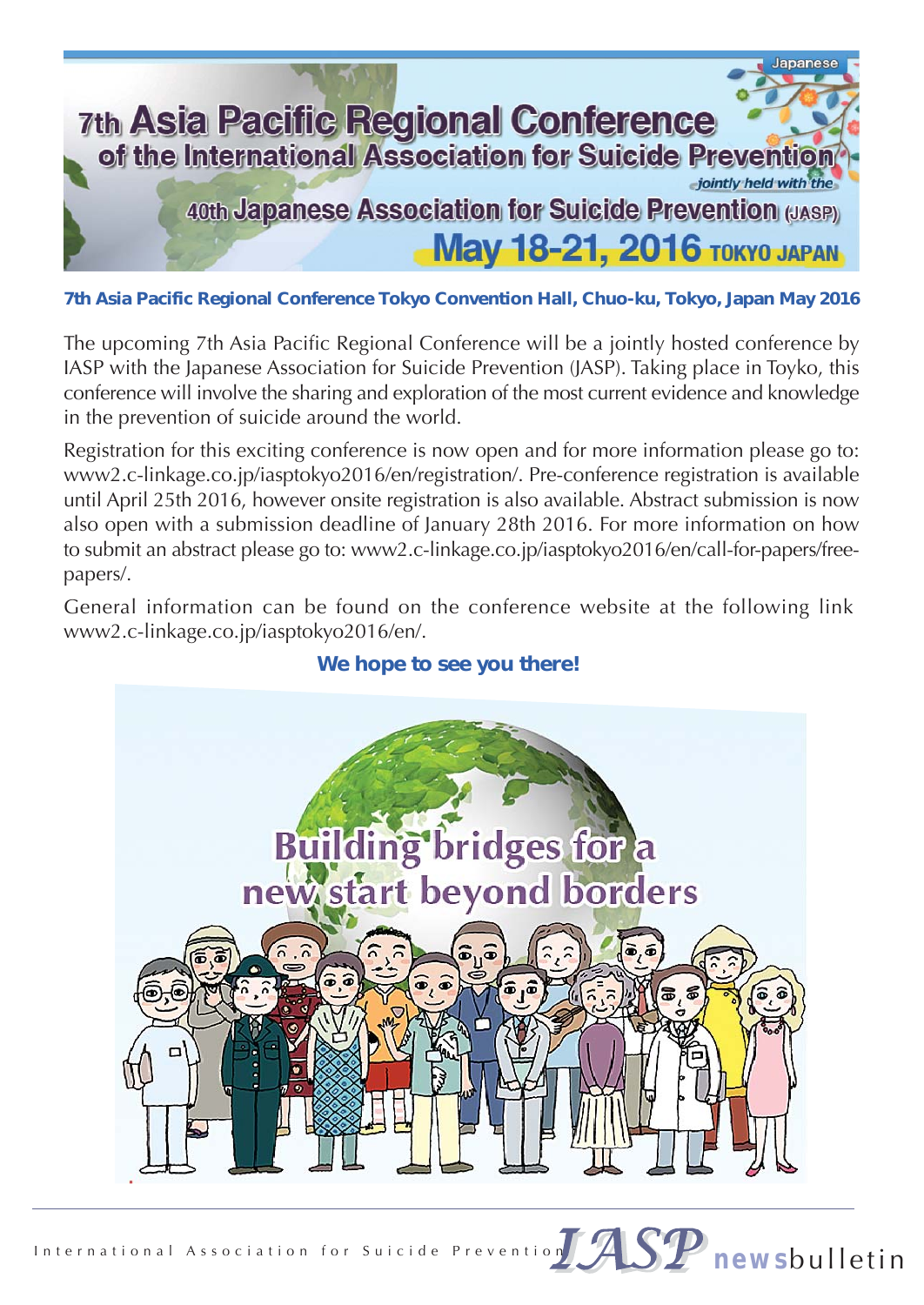# 7th Asia Pacific Regional Conference of the International Association for Suicide Prevention

*jointly held with the*

## 40th Japanese Association for Suicide Prevention (JASP)

## May 18-21, 2016 TOKYO JAPAN

**7th Asia Pacific Regional Conference Tokyo Convention Hall, Chuo-ku, Tokyo, Japan May 2016**

The upcoming 7th Asia Pacific Regional Conference will be a jointly hosted conference by IASP with the Japanese Association for Suicide Prevention (JASP). Taking place in Toyko, this conference will involve the sharing and exploration of the most current evidence and knowledge in the prevention of suicide around the world.

Registration for this exciting conference is now open and for more information please go to: www2.c-linkage.co.jp/iasptokyo2016/en/registration/. Pre-conference registration is available until April 25th 2016, however onsite registration is also available. Abstract submission is now also open with a submission deadline of January 28th 2016. For more information on how to submit an abstract please go to: www2.c-linkage.co.jp/iasptokyo2016/en/call-for-papers/free-papers/.

General information can be found on the conference website at the following link www2.c-linkage.co.jp/iasptokyo2016/en/.

**We hope to see you there!**

Building bridges for a new start beyond borders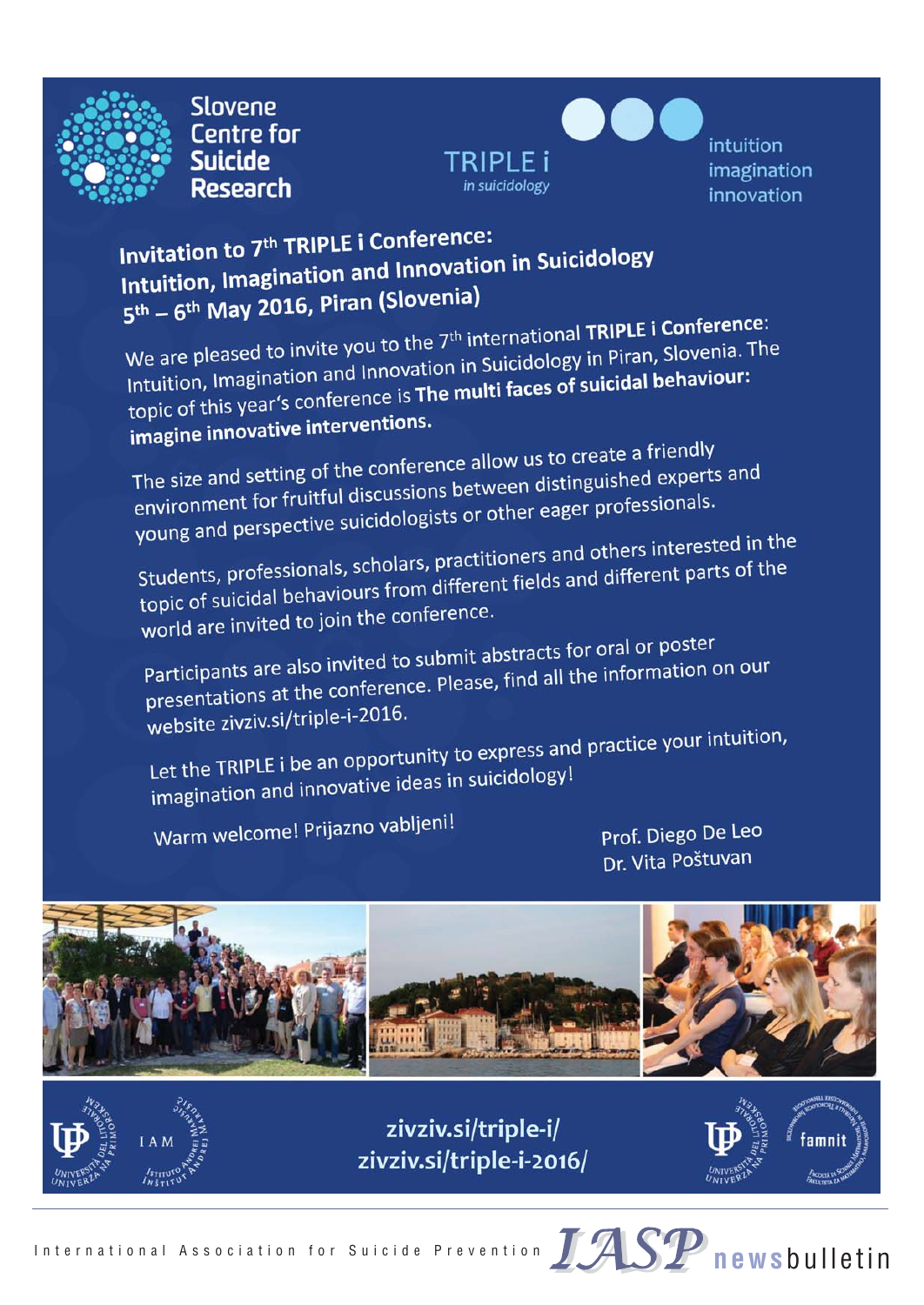Slovene Centre for Suicide Research

TRIPLE i in suicidology

intuition
imagination
innovation

# Invitation to 7th TRIPLE i Conference: Intuition, Imagination and Innovation in Suicidology 5th – 6th May 2016, Piran (Slovenia)

We are pleased to invite you to the 7th international **TRIPLE i Conference**: Intuition, Imagination and Innovation in Suicidology in Piran, Slovenia. The topic of this year's conference is **The multi faces of suicidal behaviour: imagine innovative interventions.**

The size and setting of the conference allow us to create a friendly environment for fruitful discussions between distinguished experts and young and perspective suicidologists or other eager professionals.

Students, professionals, scholars, practitioners and others interested in the topic of suicidal behaviours from different fields and different parts of the world are invited to join the conference.

Participants are also invited to submit abstracts for oral or poster presentations at the conference. Please, find all the information on our website zivziv.si/triple-i-2016.

Let the TRIPLE i be an opportunity to express and practice your intuition, imagination and innovative ideas in suicidology!

Warm welcome! Prijazno vabljeni!

Prof. Diego De Leo
Dr. Vita Poštuvan

zivziv.si/triple-i/
zivziv.si/triple-i-2016/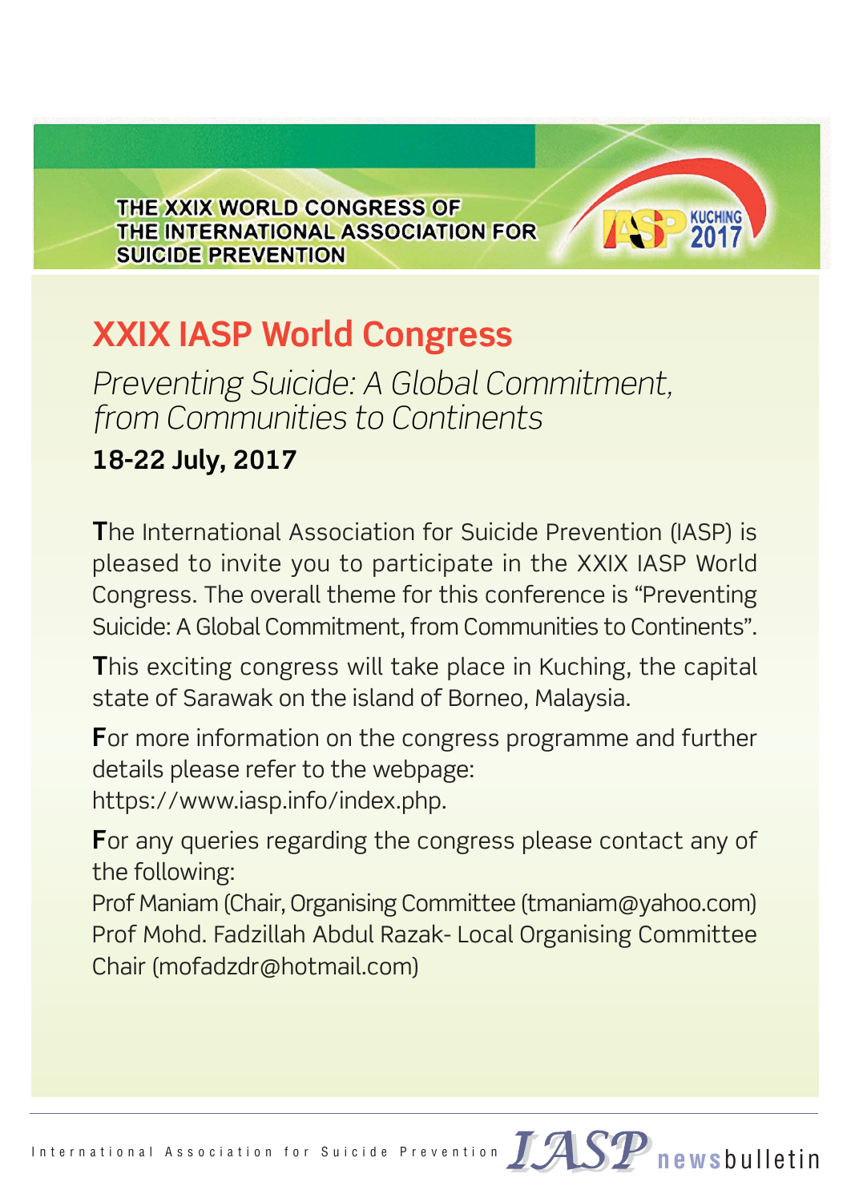THE XXIX WORLD CONGRESS OF THE INTERNATIONAL ASSOCIATION FOR SUICIDE PREVENTION

# XXIX IASP World Congress

*Preventing Suicide: A Global Commitment, from Communities to Continents*

**18-22 July, 2017**

**T**he International Association for Suicide Prevention (IASP) is pleased to invite you to participate in the XXIX IASP World Congress. The overall theme for this conference is "Preventing Suicide: A Global Commitment, from Communities to Continents".

**T**his exciting congress will take place in Kuching, the capital state of Sarawak on the island of Borneo, Malaysia.

**F**or more information on the congress programme and further details please refer to the webpage: https://www.iasp.info/index.php.

**F**or any queries regarding the congress please contact any of the following:
Prof Maniam (Chair, Organising Committee (tmaniam@yahoo.com)
Prof Mohd. Fadzillah Abdul Razak- Local Organising Committee Chair (mofadzdr@hotmail.com)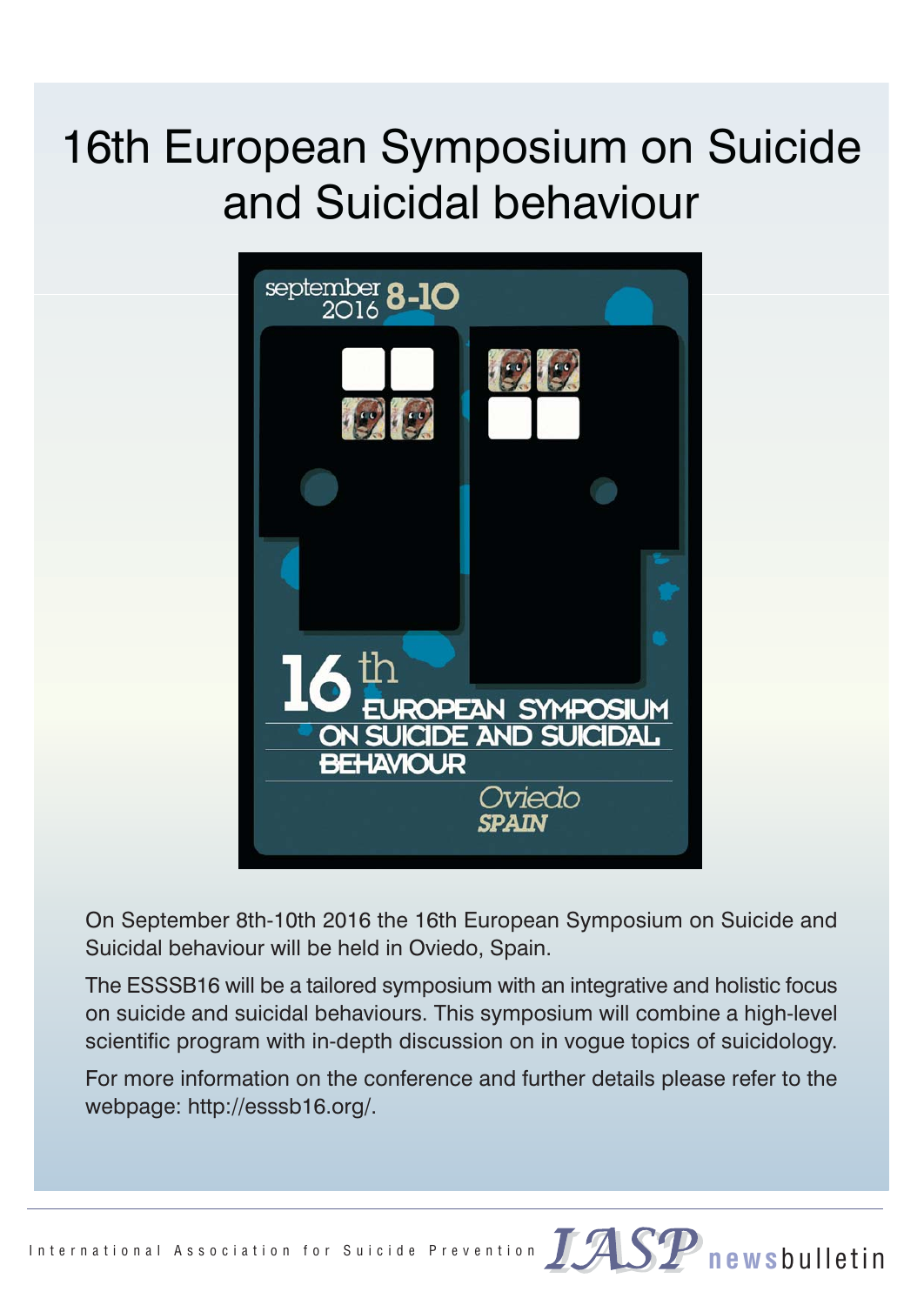# 16th European Symposium on Suicide and Suicidal behaviour

On September 8th-10th 2016 the 16th European Symposium on Suicide and Suicidal behaviour will be held in Oviedo, Spain.

The ESSSB16 will be a tailored symposium with an integrative and holistic focus on suicide and suicidal behaviours. This symposium will combine a high-level scientific program with in-depth discussion on in vogue topics of suicidology.

For more information on the conference and further details please refer to the webpage: http://esssb16.org/.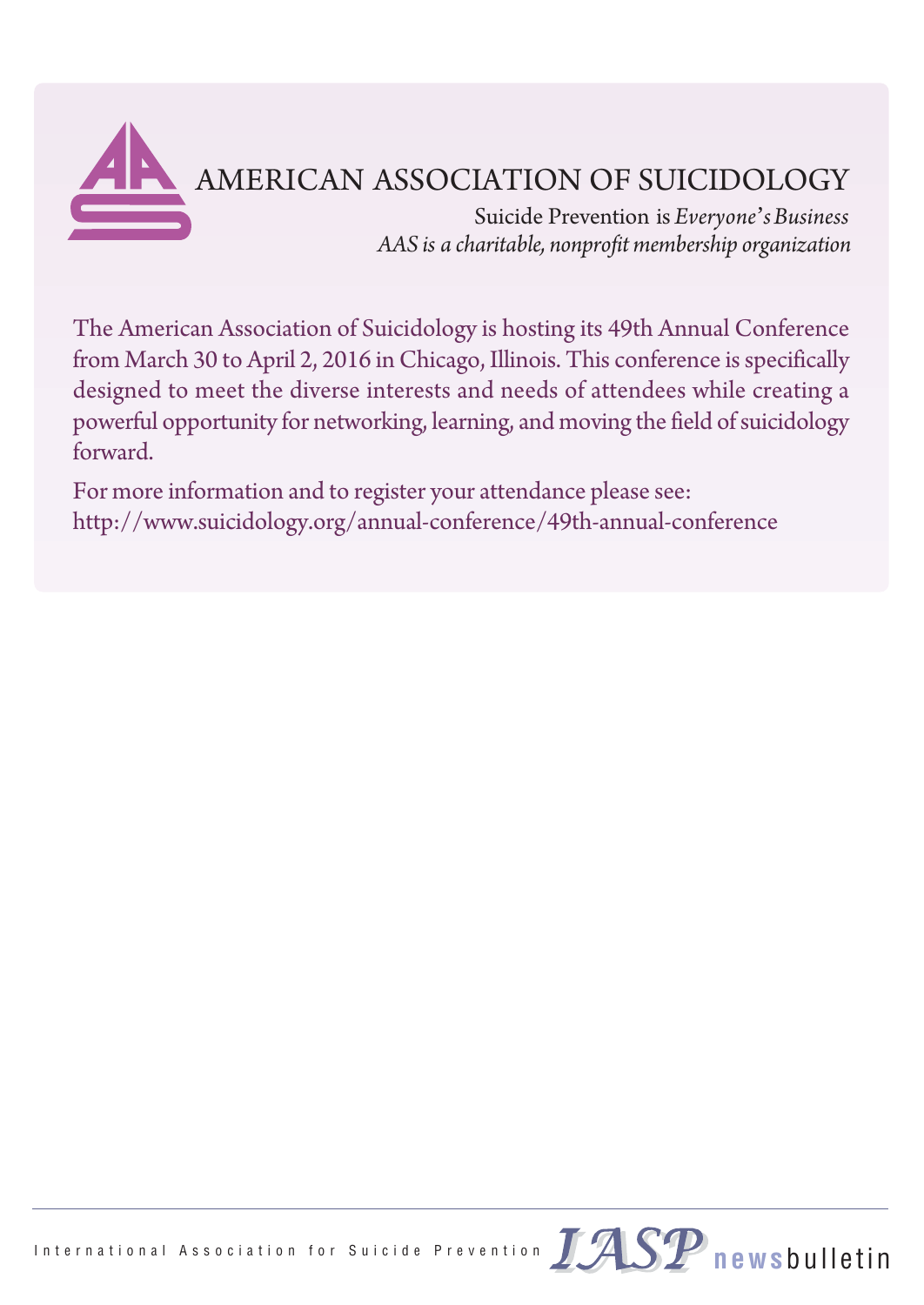# AMERICAN ASSOCIATION OF SUICIDOLOGY

Suicide Prevention is *Everyone's Business*

*AAS is a charitable, nonprofit membership organization*

The American Association of Suicidology is hosting its 49th Annual Conference from March 30 to April 2, 2016 in Chicago, Illinois. This conference is specifically designed to meet the diverse interests and needs of attendees while creating a powerful opportunity for networking, learning, and moving the field of suicidology forward.

For more information and to register your attendance please see:
http://www.suicidology.org/annual-conference/49th-annual-conference